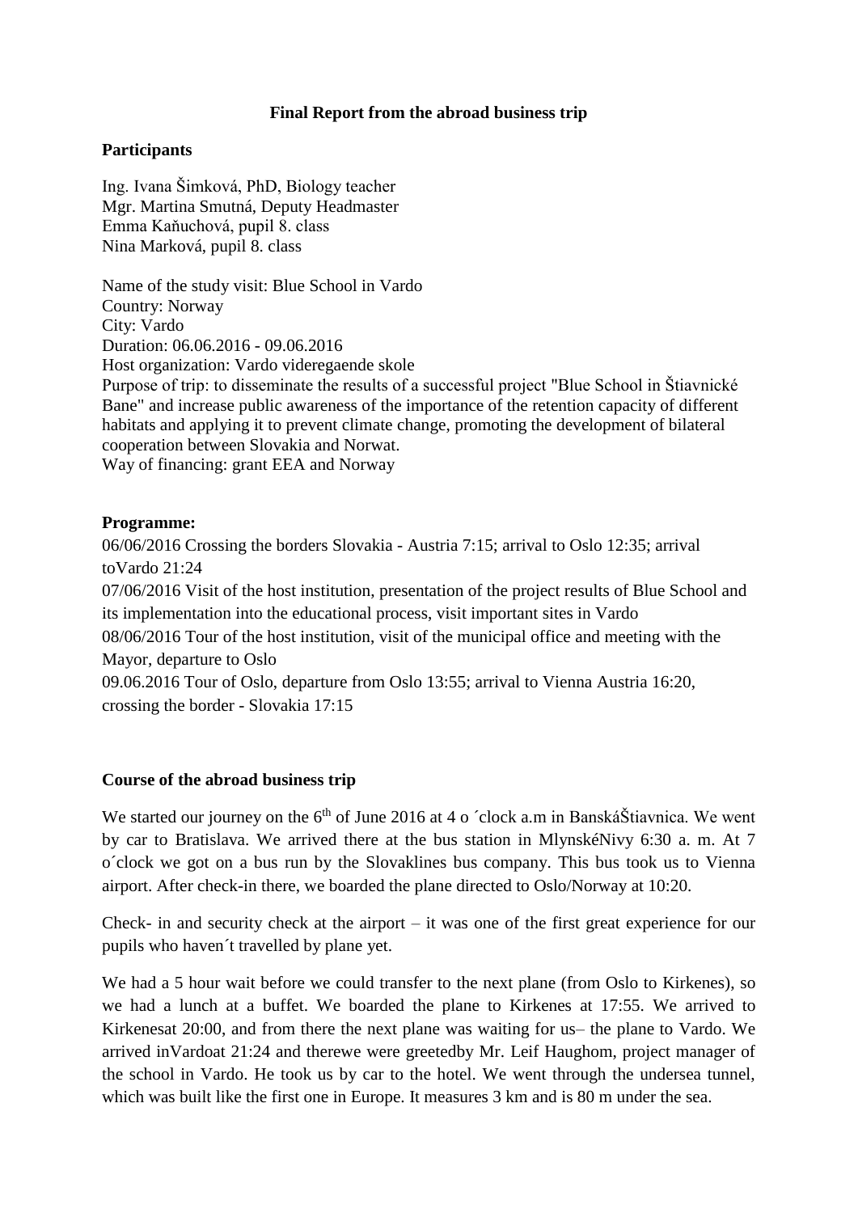**Final Report from the abroad business trip**

**Participants**

Ing. Ivana Šimková, PhD, Biology teacher
Mgr. Martina Smutná, Deputy Headmaster
Emma Kaňuchová, pupil 8. class
Nina Marková, pupil 8. class

Name of the study visit: Blue School in Vardo
Country: Norway
City: Vardo
Duration: 06.06.2016 - 09.06.2016
Host organization: Vardo videregaende skole
Purpose of trip: to disseminate the results of a successful project "Blue School in Štiavnické Bane" and increase public awareness of the importance of the retention capacity of different habitats and applying it to prevent climate change, promoting the development of bilateral cooperation between Slovakia and Norwat.
Way of financing: grant EEA and Norway

**Programme:**

06/06/2016 Crossing the borders Slovakia - Austria 7:15; arrival to Oslo 12:35; arrival toVardo 21:24
07/06/2016 Visit of the host institution, presentation of the project results of Blue School and its implementation into the educational process, visit important sites in Vardo
08/06/2016 Tour of the host institution, visit of the municipal office and meeting with the Mayor, departure to Oslo
09.06.2016 Tour of Oslo, departure from Oslo 13:55; arrival to Vienna Austria 16:20, crossing the border - Slovakia 17:15

**Course of the abroad business trip**

We started our journey on the 6th of June 2016 at 4 o ´clock a.m in BanskáŠtiavnica. We went by car to Bratislava. We arrived there at the bus station in MlynskéNivy 6:30 a. m. At 7 o´clock we got on a bus run by the Slovaklines bus company. This bus took us to Vienna airport. After check-in there, we boarded the plane directed to Oslo/Norway at 10:20.

Check- in and security check at the airport – it was one of the first great experience for our pupils who haven´t travelled by plane yet.

We had a 5 hour wait before we could transfer to the next plane (from Oslo to Kirkenes), so we had a lunch at a buffet. We boarded the plane to Kirkenes at 17:55. We arrived to Kirkenesat 20:00, and from there the next plane was waiting for us– the plane to Vardo. We arrived inVardoat 21:24 and therewe were greetedby Mr. Leif Haughom, project manager of the school in Vardo. He took us by car to the hotel. We went through the undersea tunnel, which was built like the first one in Europe. It measures 3 km and is 80 m under the sea.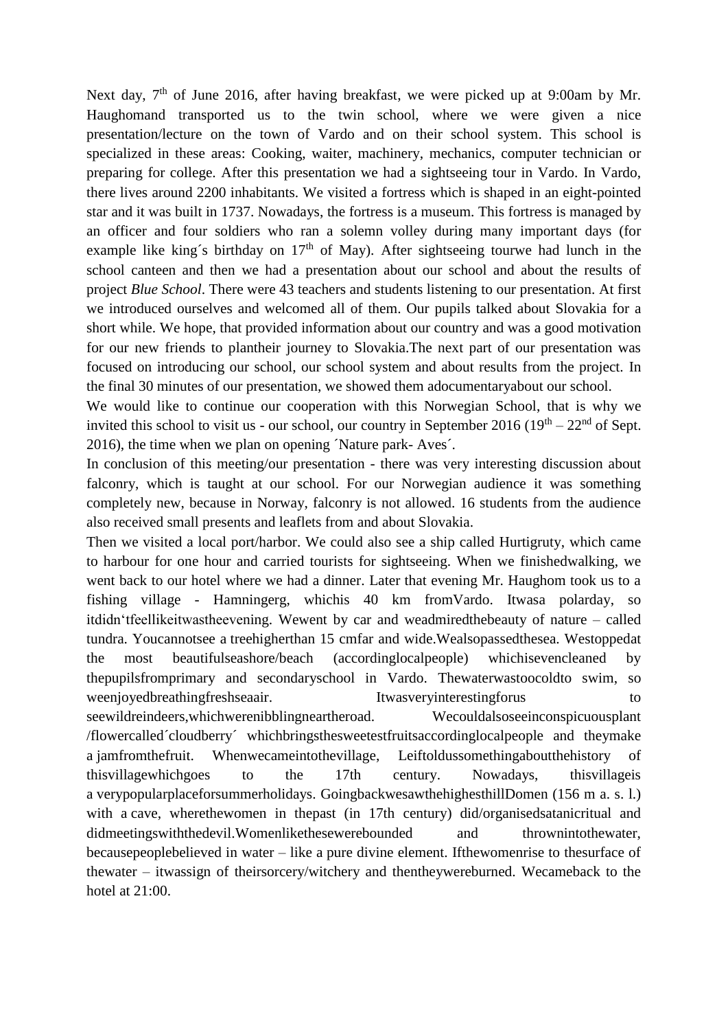Next day, 7th of June 2016, after having breakfast, we were picked up at 9:00am by Mr. Haughomand transported us to the twin school, where we were given a nice presentation/lecture on the town of Vardo and on their school system. This school is specialized in these areas: Cooking, waiter, machinery, mechanics, computer technician or preparing for college. After this presentation we had a sightseeing tour in Vardo. In Vardo, there lives around 2200 inhabitants. We visited a fortress which is shaped in an eight-pointed star and it was built in 1737. Nowadays, the fortress is a museum. This fortress is managed by an officer and four soldiers who ran a solemn volley during many important days (for example like king´s birthday on 17th of May). After sightseeing tourwe had lunch in the school canteen and then we had a presentation about our school and about the results of project *Blue School*. There were 43 teachers and students listening to our presentation. At first we introduced ourselves and welcomed all of them. Our pupils talked about Slovakia for a short while. We hope, that provided information about our country and was a good motivation for our new friends to plantheir journey to Slovakia.The next part of our presentation was focused on introducing our school, our school system and about results from the project. In the final 30 minutes of our presentation, we showed them adocumentaryabout our school.

We would like to continue our cooperation with this Norwegian School, that is why we invited this school to visit us - our school, our country in September 2016 (19th – 22nd of Sept. 2016), the time when we plan on opening ´Nature park- Aves´.

In conclusion of this meeting/our presentation - there was very interesting discussion about falconry, which is taught at our school. For our Norwegian audience it was something completely new, because in Norway, falconry is not allowed. 16 students from the audience also received small presents and leaflets from and about Slovakia.

Then we visited a local port/harbor. We could also see a ship called Hurtigruty, which came to harbour for one hour and carried tourists for sightseeing. When we finishedwalking, we went back to our hotel where we had a dinner. Later that evening Mr. Haughom took us to a fishing village - Hamningerg, whichis 40 km fromVardo. Itwasa polarday, so itdidn't feellikeitwastheevening. Wewent by car and weadmiredthebeauty of nature – called tundra. Youcannotsee a treehigherthan 15 cmfar and wide.Wealsopassedthesea. Westoppedat the most beautifulseashore/beach (accordinglocalpeople) whichisevencleaned by thepupilsfromprimary and secondaryschool in Vardo. Thewaterwastoocoldto swim, so weenjoyedbreathingfreshseaair. Itwasveryinterestingforus to seewildreindeers,whichwerenibblingneartheroad. Wecouldalsoseeinconspicuousplant /flowercalled´cloudberry´ whichbringsthesweetestfruitsaccordinglocalpeople and theymake a jamfromthefruit. Whenwecameintothevillage, Leiftoldussomethingaboutthehistory of thisvillagewhichgoes to the 17th century. Nowadays, thisvillageis a verypopularplaceforsummerholidays. GoingbackwesawthehighesthillDomen (156 m a. s. l.) with a cave, wherethewomen in thepast (in 17th century) did/organisedsatanicritual and didmeetingswiththedevil.Womenlikethesewerebounded and thrownintothewater, becausepeoplebelieved in water – like a pure divine element. Ifthewomenrise to thesurface of thewater – itwassign of theirsorcery/witchery and thentheywereburned. Wecameback to the hotel at 21:00.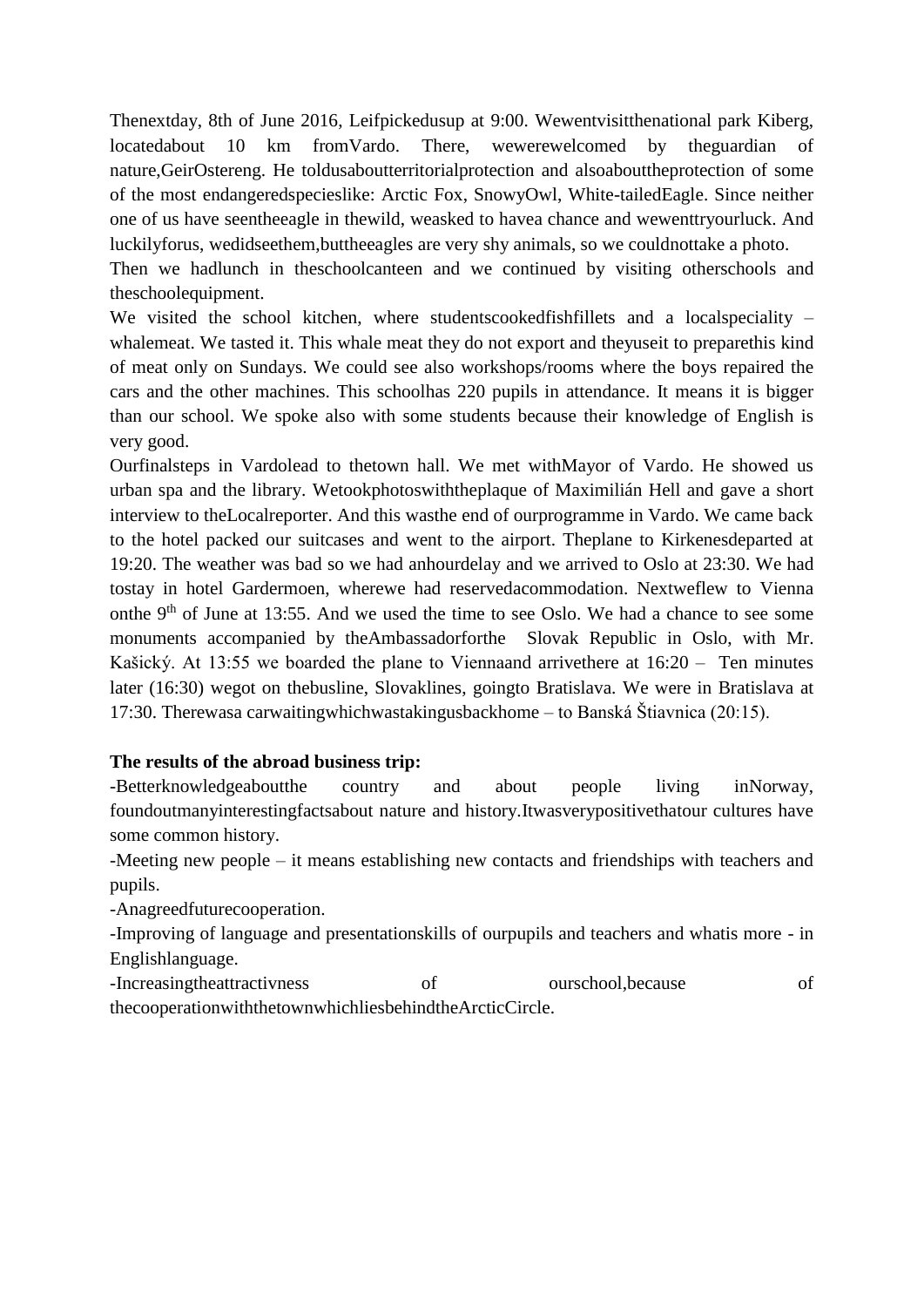Thenextday, 8th of June 2016, Leifpickedusup at 9:00. Wewentvisitthenational park Kiberg, locatedabout 10 km fromVardo. There, wewerewelcomed by theguardian of nature,GeirOstereng. He toldusaboutterritorialprotection and alsoabouttheprotection of some of the most endangeredspecieslike: Arctic Fox, SnowyOwl, White-tailedEagle. Since neither one of us have seentheeagle in thewild, weasked to havea chance and wewenttryourluck. And luckilyforus, wedidseethem,buttheeagles are very shy animals, so we couldnottake a photo.

Then we hadlunch in theschoolcanteen and we continued by visiting otherschools and theschoolequipment.

We visited the school kitchen, where studentscookedfishfillets and a localspeciality – whalemeat. We tasted it. This whale meat they do not export and theyuseit to preparethis kind of meat only on Sundays. We could see also workshops/rooms where the boys repaired the cars and the other machines. This schoolhas 220 pupils in attendance. It means it is bigger than our school. We spoke also with some students because their knowledge of English is very good.

Ourfinalsteps in Vardolead to thetown hall. We met withMayor of Vardo. He showed us urban spa and the library. Wetookphotoswiththeplaque of Maximilián Hell and gave a short interview to theLocalreporter. And this wasthe end of ourprogramme in Vardo. We came back to the hotel packed our suitcases and went to the airport. Theplane to Kirkenesdeparted at 19:20. The weather was bad so we had anhourdelay and we arrived to Oslo at 23:30. We had tostay in hotel Gardermoen, wherewe had reservedacommodation. Nextweflew to Vienna onthe 9th of June at 13:55. And we used the time to see Oslo. We had a chance to see some monuments accompanied by theAmbassadorforthe Slovak Republic in Oslo, with Mr. Kašický. At 13:55 we boarded the plane to Viennaand arrivethere at 16:20 – Ten minutes later (16:30) wegot on thebusline, Slovaklines, goingto Bratislava. We were in Bratislava at 17:30. Therewasa carwaitingwhichwastakingusbackhome – to Banská Štiavnica (20:15).

**The results of the abroad business trip:**

-Betterknowledgeaboutthe country and about people living inNorway, foundoutmanyinterestingfactsabout nature and history.Itwasverypositivethatour cultures have some common history.

-Meeting new people – it means establishing new contacts and friendships with teachers and pupils.

-Anagreedfuturecooperation.

-Improving of language and presentationskills of ourpupils and teachers and whatis more - in Englishlanguage.

-Increasingtheattractivness of ourschool,because of thecooperationwiththetownwhichliesbehindtheArcticCircle.